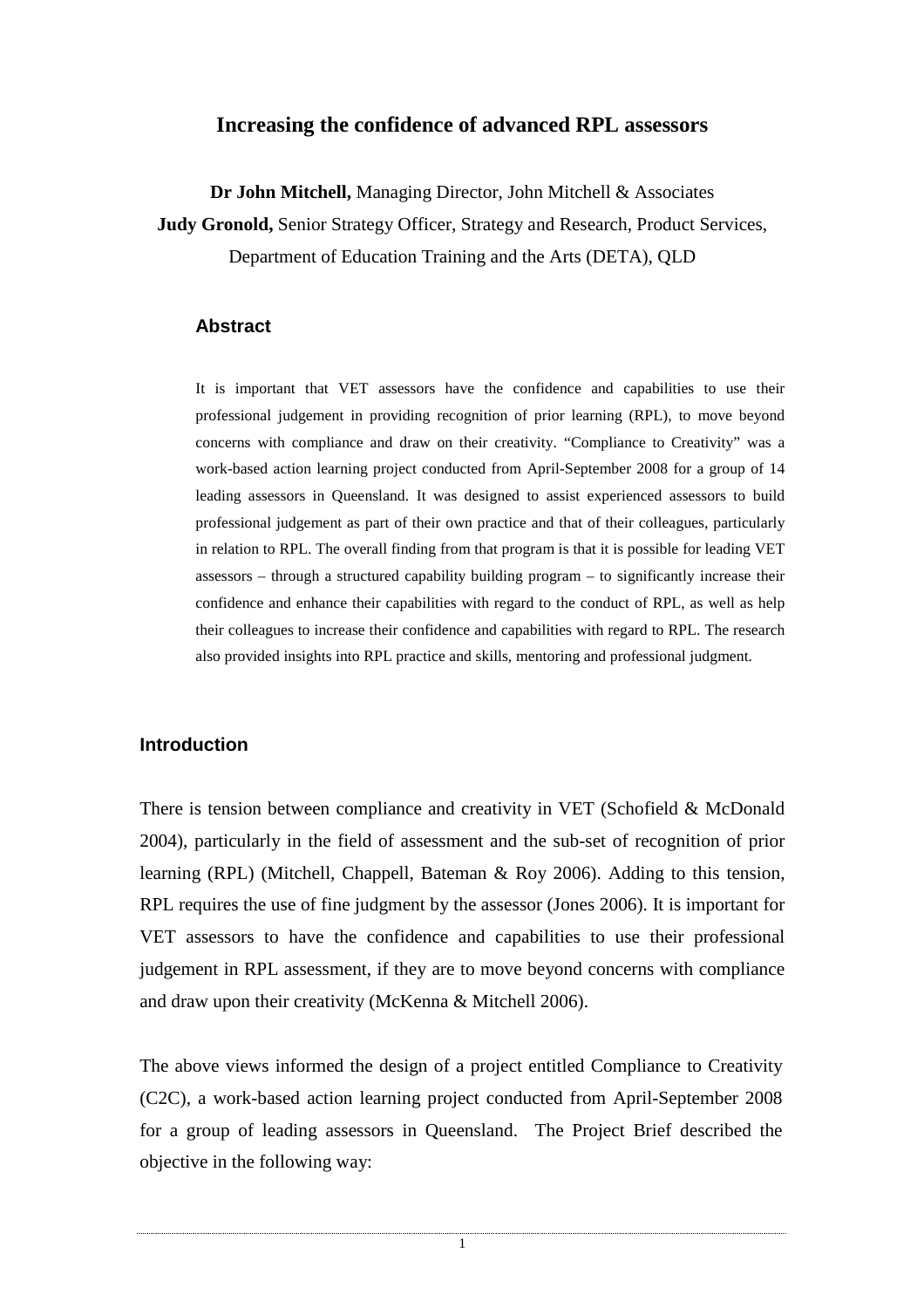# Increasing the confidence of advanced RPL assessors

**Dr John Mitchell,** Managing Director, John Mitchell & Associates

**Judy Gronold,** Senior Strategy Officer, Strategy and Research, Product Services, Department of Education Training and the Arts (DETA), QLD

## Abstract

It is important that VET assessors have the confidence and capabilities to use their professional judgement in providing recognition of prior learning (RPL), to move beyond concerns with compliance and draw on their creativity. "Compliance to Creativity" was a work-based action learning project conducted from April-September 2008 for a group of 14 leading assessors in Queensland. It was designed to assist experienced assessors to build professional judgement as part of their own practice and that of their colleagues, particularly in relation to RPL. The overall finding from that program is that it is possible for leading VET assessors – through a structured capability building program – to significantly increase their confidence and enhance their capabilities with regard to the conduct of RPL, as well as help their colleagues to increase their confidence and capabilities with regard to RPL. The research also provided insights into RPL practice and skills, mentoring and professional judgment.

## Introduction

There is tension between compliance and creativity in VET (Schofield & McDonald 2004), particularly in the field of assessment and the sub-set of recognition of prior learning (RPL) (Mitchell, Chappell, Bateman & Roy 2006). Adding to this tension, RPL requires the use of fine judgment by the assessor (Jones 2006). It is important for VET assessors to have the confidence and capabilities to use their professional judgement in RPL assessment, if they are to move beyond concerns with compliance and draw upon their creativity (McKenna & Mitchell 2006).

The above views informed the design of a project entitled Compliance to Creativity (C2C), a work-based action learning project conducted from April-September 2008 for a group of leading assessors in Queensland. The Project Brief described the objective in the following way: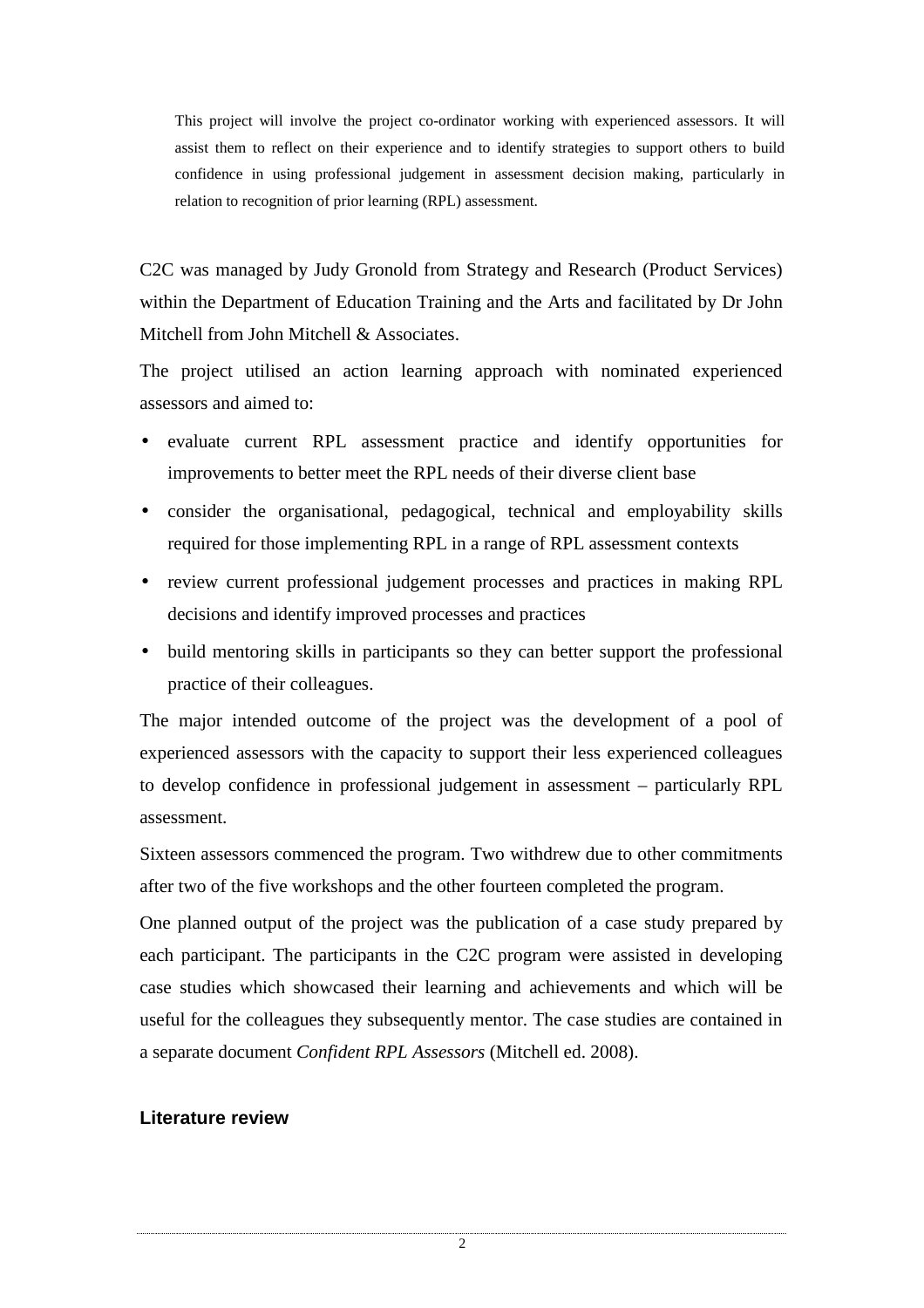> This project will involve the project co-ordinator working with experienced assessors. It will assist them to reflect on their experience and to identify strategies to support others to build confidence in using professional judgement in assessment decision making, particularly in relation to recognition of prior learning (RPL) assessment.

C2C was managed by Judy Gronold from Strategy and Research (Product Services) within the Department of Education Training and the Arts and facilitated by Dr John Mitchell from John Mitchell & Associates.

The project utilised an action learning approach with nominated experienced assessors and aimed to:

- evaluate current RPL assessment practice and identify opportunities for improvements to better meet the RPL needs of their diverse client base
- consider the organisational, pedagogical, technical and employability skills required for those implementing RPL in a range of RPL assessment contexts
- review current professional judgement processes and practices in making RPL decisions and identify improved processes and practices
- build mentoring skills in participants so they can better support the professional practice of their colleagues.

The major intended outcome of the project was the development of a pool of experienced assessors with the capacity to support their less experienced colleagues to develop confidence in professional judgement in assessment – particularly RPL assessment.

Sixteen assessors commenced the program. Two withdrew due to other commitments after two of the five workshops and the other fourteen completed the program.

One planned output of the project was the publication of a case study prepared by each participant. The participants in the C2C program were assisted in developing case studies which showcased their learning and achievements and which will be useful for the colleagues they subsequently mentor. The case studies are contained in a separate document *Confident RPL Assessors* (Mitchell ed. 2008).

### Literature review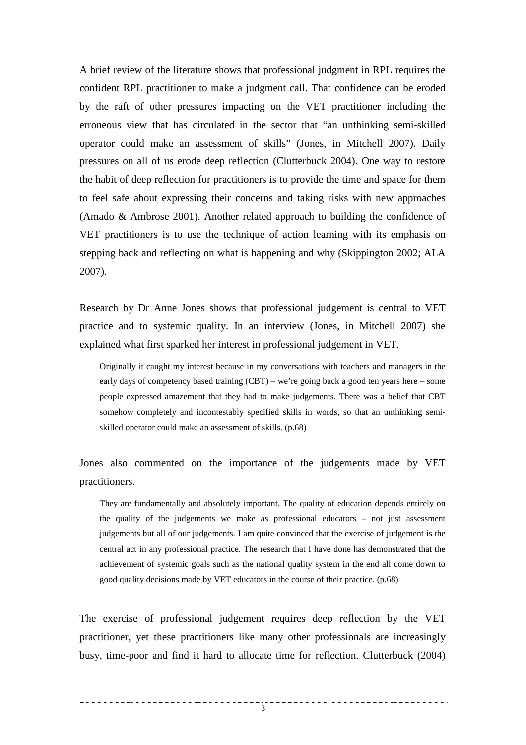A brief review of the literature shows that professional judgment in RPL requires the confident RPL practitioner to make a judgment call. That confidence can be eroded by the raft of other pressures impacting on the VET practitioner including the erroneous view that has circulated in the sector that "an unthinking semi-skilled operator could make an assessment of skills" (Jones, in Mitchell 2007). Daily pressures on all of us erode deep reflection (Clutterbuck 2004). One way to restore the habit of deep reflection for practitioners is to provide the time and space for them to feel safe about expressing their concerns and taking risks with new approaches (Amado & Ambrose 2001). Another related approach to building the confidence of VET practitioners is to use the technique of action learning with its emphasis on stepping back and reflecting on what is happening and why (Skippington 2002; ALA 2007).

Research by Dr Anne Jones shows that professional judgement is central to VET practice and to systemic quality. In an interview (Jones, in Mitchell 2007) she explained what first sparked her interest in professional judgement in VET.

> Originally it caught my interest because in my conversations with teachers and managers in the early days of competency based training (CBT) – we're going back a good ten years here – some people expressed amazement that they had to make judgements. There was a belief that CBT somehow completely and incontestably specified skills in words, so that an unthinking semi-skilled operator could make an assessment of skills. (p.68)

Jones also commented on the importance of the judgements made by VET practitioners.

> They are fundamentally and absolutely important. The quality of education depends entirely on the quality of the judgements we make as professional educators – not just assessment judgements but all of our judgements. I am quite convinced that the exercise of judgement is the central act in any professional practice. The research that I have done has demonstrated that the achievement of systemic goals such as the national quality system in the end all come down to good quality decisions made by VET educators in the course of their practice. (p.68)

The exercise of professional judgement requires deep reflection by the VET practitioner, yet these practitioners like many other professionals are increasingly busy, time-poor and find it hard to allocate time for reflection. Clutterbuck (2004)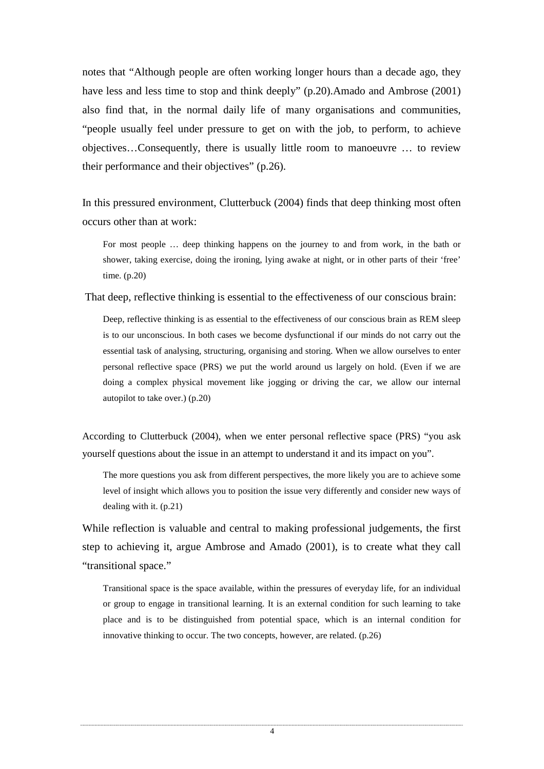notes that “Although people are often working longer hours than a decade ago, they have less and less time to stop and think deeply” (p.20).Amado and Ambrose (2001) also find that, in the normal daily life of many organisations and communities, “people usually feel under pressure to get on with the job, to perform, to achieve objectives…Consequently, there is usually little room to manoeuvre … to review their performance and their objectives” (p.26).

In this pressured environment, Clutterbuck (2004) finds that deep thinking most often occurs other than at work:

> For most people … deep thinking happens on the journey to and from work, in the bath or shower, taking exercise, doing the ironing, lying awake at night, or in other parts of their ‘free’ time. (p.20)

That deep, reflective thinking is essential to the effectiveness of our conscious brain:

> Deep, reflective thinking is as essential to the effectiveness of our conscious brain as REM sleep is to our unconscious. In both cases we become dysfunctional if our minds do not carry out the essential task of analysing, structuring, organising and storing. When we allow ourselves to enter personal reflective space (PRS) we put the world around us largely on hold. (Even if we are doing a complex physical movement like jogging or driving the car, we allow our internal autopilot to take over.) (p.20)

According to Clutterbuck (2004), when we enter personal reflective space (PRS) “you ask yourself questions about the issue in an attempt to understand it and its impact on you”.

> The more questions you ask from different perspectives, the more likely you are to achieve some level of insight which allows you to position the issue very differently and consider new ways of dealing with it. (p.21)

While reflection is valuable and central to making professional judgements, the first step to achieving it, argue Ambrose and Amado (2001), is to create what they call “transitional space.”

> Transitional space is the space available, within the pressures of everyday life, for an individual or group to engage in transitional learning. It is an external condition for such learning to take place and is to be distinguished from potential space, which is an internal condition for innovative thinking to occur. The two concepts, however, are related. (p.26)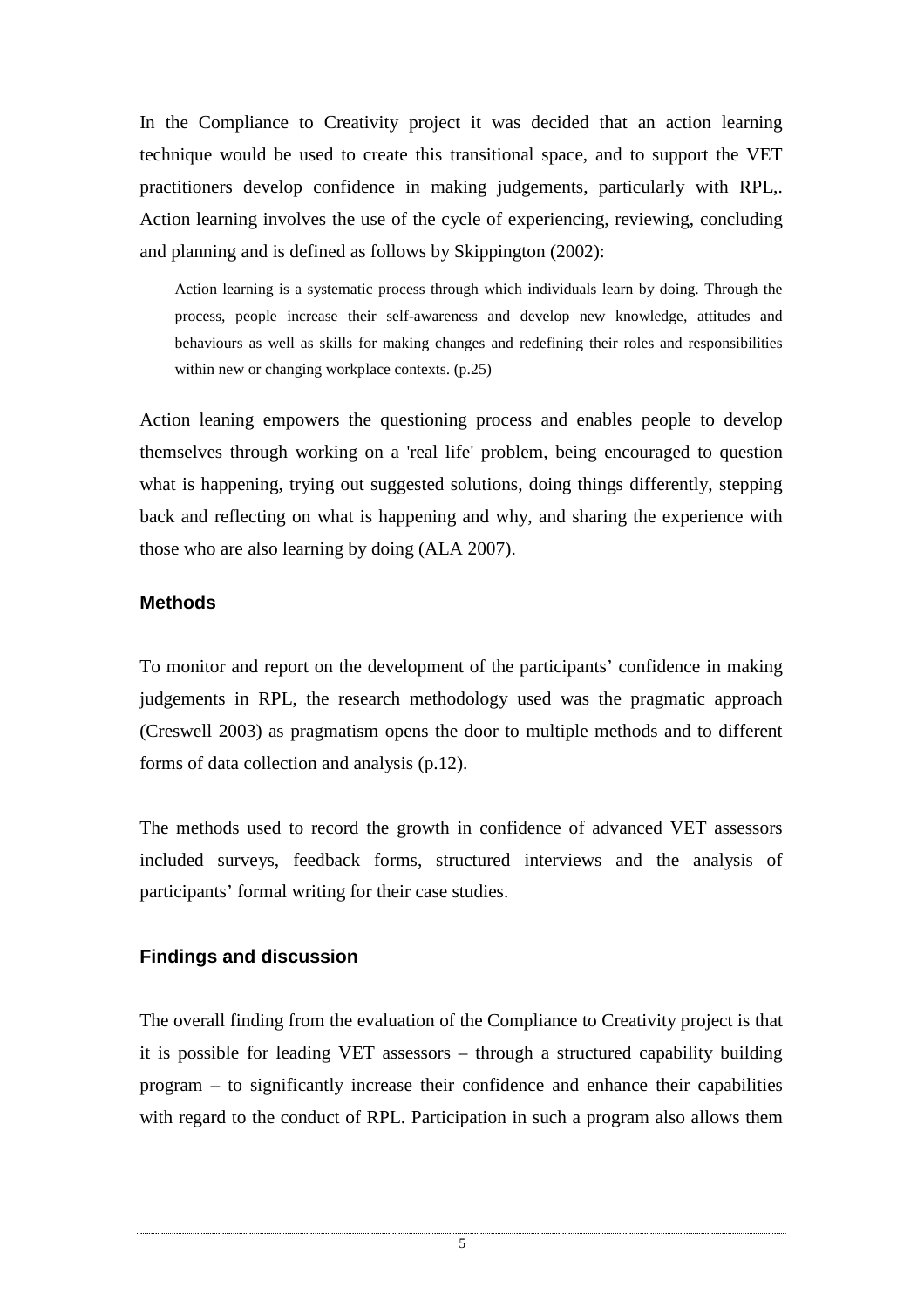In the Compliance to Creativity project it was decided that an action learning technique would be used to create this transitional space, and to support the VET practitioners develop confidence in making judgements, particularly with RPL,. Action learning involves the use of the cycle of experiencing, reviewing, concluding and planning and is defined as follows by Skippington (2002):

> Action learning is a systematic process through which individuals learn by doing. Through the process, people increase their self-awareness and develop new knowledge, attitudes and behaviours as well as skills for making changes and redefining their roles and responsibilities within new or changing workplace contexts. (p.25)

Action leaning empowers the questioning process and enables people to develop themselves through working on a 'real life' problem, being encouraged to question what is happening, trying out suggested solutions, doing things differently, stepping back and reflecting on what is happening and why, and sharing the experience with those who are also learning by doing (ALA 2007).

### Methods

To monitor and report on the development of the participants' confidence in making judgements in RPL, the research methodology used was the pragmatic approach (Creswell 2003) as pragmatism opens the door to multiple methods and to different forms of data collection and analysis (p.12).

The methods used to record the growth in confidence of advanced VET assessors included surveys, feedback forms, structured interviews and the analysis of participants' formal writing for their case studies.

### Findings and discussion

The overall finding from the evaluation of the Compliance to Creativity project is that it is possible for leading VET assessors – through a structured capability building program – to significantly increase their confidence and enhance their capabilities with regard to the conduct of RPL. Participation in such a program also allows them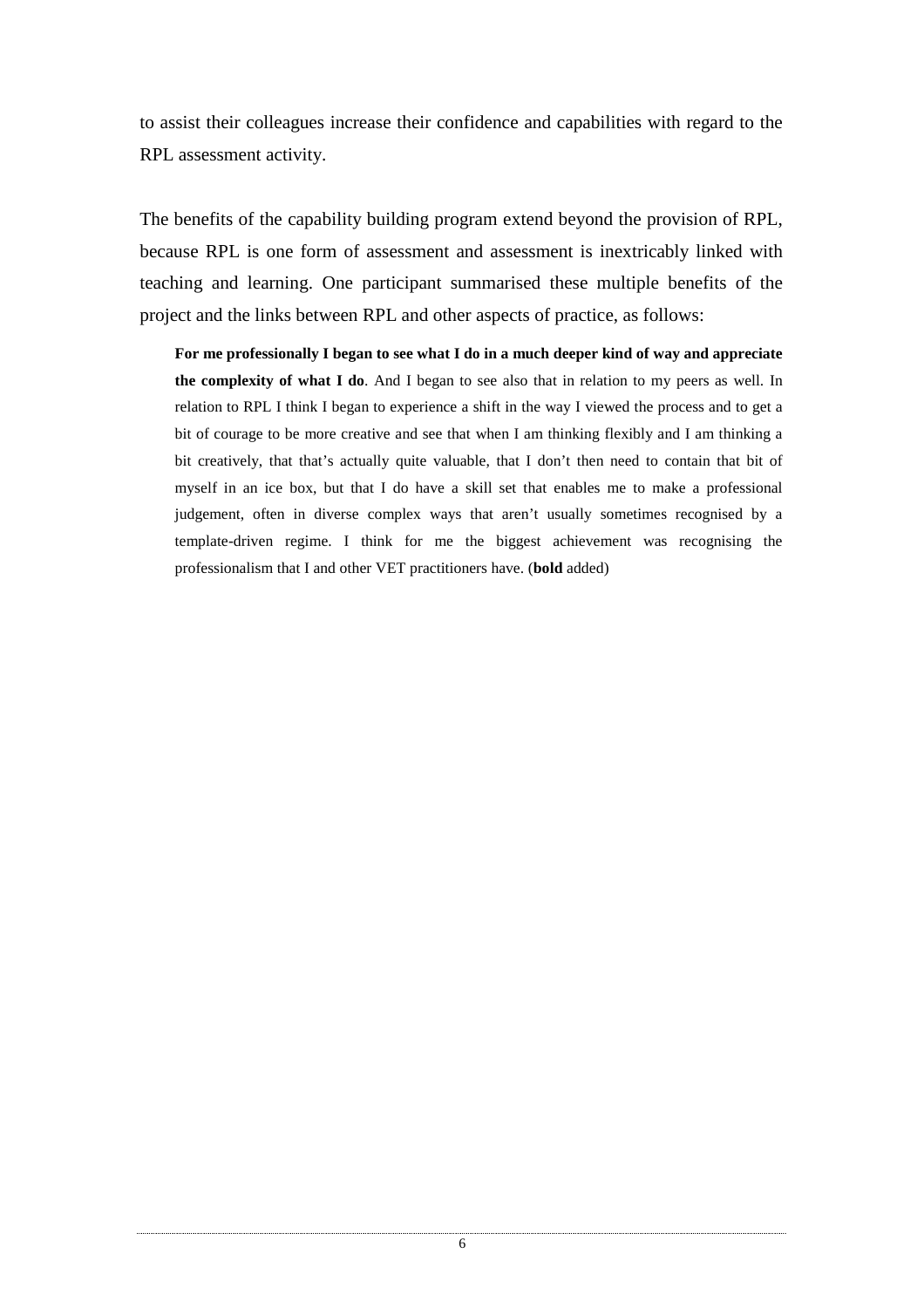to assist their colleagues increase their confidence and capabilities with regard to the RPL assessment activity.

The benefits of the capability building program extend beyond the provision of RPL, because RPL is one form of assessment and assessment is inextricably linked with teaching and learning. One participant summarised these multiple benefits of the project and the links between RPL and other aspects of practice, as follows:

> **For me professionally I began to see what I do in a much deeper kind of way and appreciate the complexity of what I do**. And I began to see also that in relation to my peers as well. In relation to RPL I think I began to experience a shift in the way I viewed the process and to get a bit of courage to be more creative and see that when I am thinking flexibly and I am thinking a bit creatively, that that's actually quite valuable, that I don't then need to contain that bit of myself in an ice box, but that I do have a skill set that enables me to make a professional judgement, often in diverse complex ways that aren't usually sometimes recognised by a template-driven regime. I think for me the biggest achievement was recognising the professionalism that I and other VET practitioners have. (**bold** added)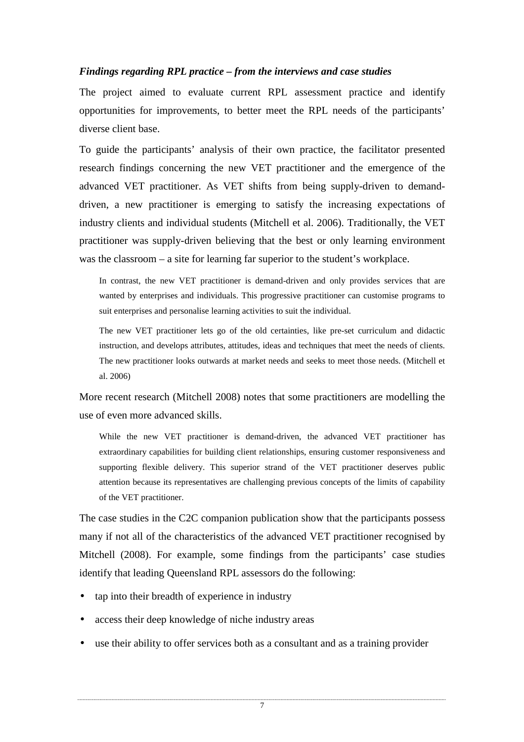***Findings regarding RPL practice – from the interviews and case studies***

The project aimed to evaluate current RPL assessment practice and identify opportunities for improvements, to better meet the RPL needs of the participants' diverse client base.

To guide the participants' analysis of their own practice, the facilitator presented research findings concerning the new VET practitioner and the emergence of the advanced VET practitioner. As VET shifts from being supply-driven to demand-driven, a new practitioner is emerging to satisfy the increasing expectations of industry clients and individual students (Mitchell et al. 2006). Traditionally, the VET practitioner was supply-driven believing that the best or only learning environment was the classroom – a site for learning far superior to the student's workplace.

> In contrast, the new VET practitioner is demand-driven and only provides services that are wanted by enterprises and individuals. This progressive practitioner can customise programs to suit enterprises and personalise learning activities to suit the individual.
>
> The new VET practitioner lets go of the old certainties, like pre-set curriculum and didactic instruction, and develops attributes, attitudes, ideas and techniques that meet the needs of clients. The new practitioner looks outwards at market needs and seeks to meet those needs. (Mitchell et al. 2006)

More recent research (Mitchell 2008) notes that some practitioners are modelling the use of even more advanced skills.

> While the new VET practitioner is demand-driven, the advanced VET practitioner has extraordinary capabilities for building client relationships, ensuring customer responsiveness and supporting flexible delivery. This superior strand of the VET practitioner deserves public attention because its representatives are challenging previous concepts of the limits of capability of the VET practitioner.

The case studies in the C2C companion publication show that the participants possess many if not all of the characteristics of the advanced VET practitioner recognised by Mitchell (2008). For example, some findings from the participants' case studies identify that leading Queensland RPL assessors do the following:

- tap into their breadth of experience in industry
- access their deep knowledge of niche industry areas
- use their ability to offer services both as a consultant and as a training provider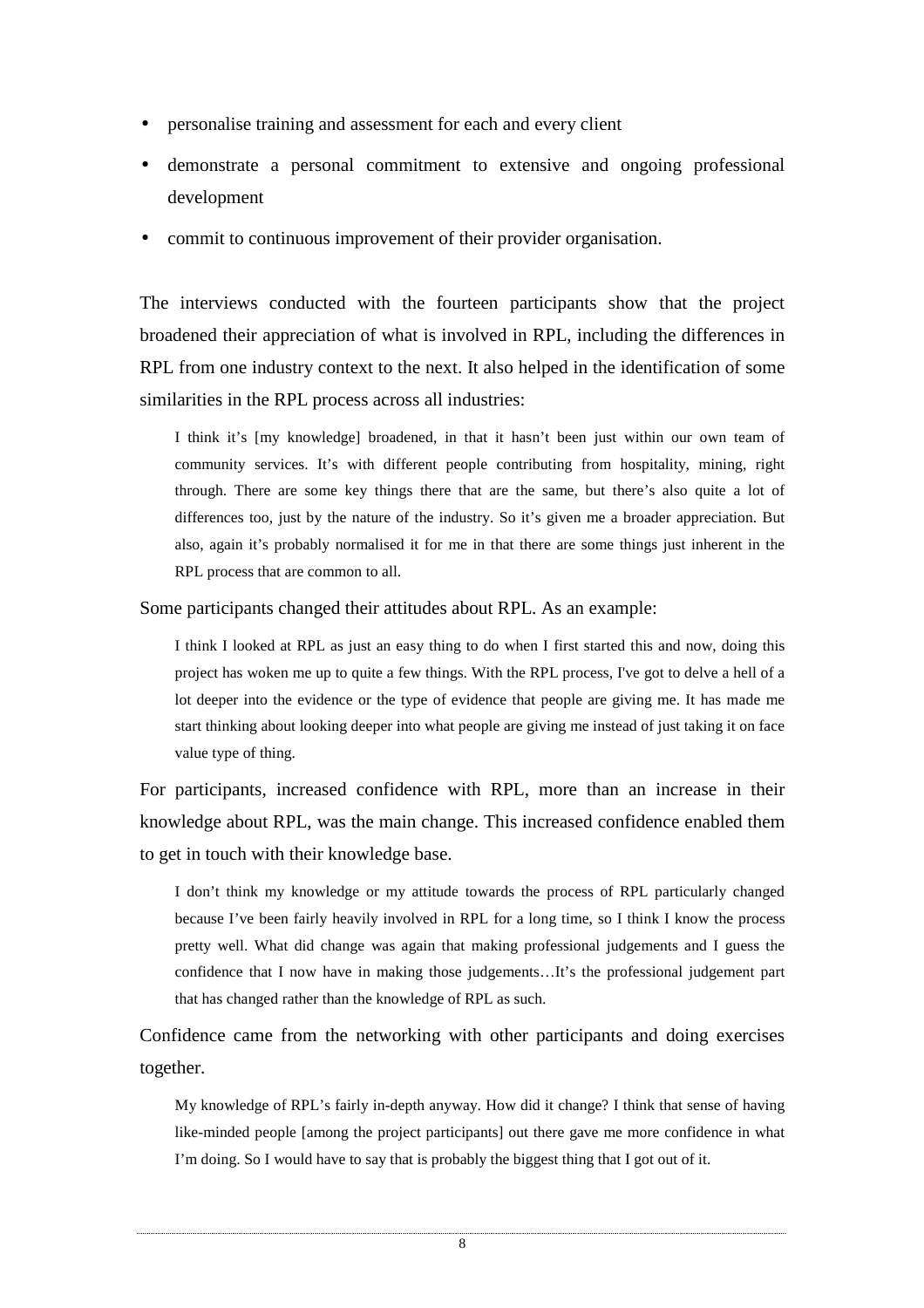- personalise training and assessment for each and every client
- demonstrate a personal commitment to extensive and ongoing professional development
- commit to continuous improvement of their provider organisation.

The interviews conducted with the fourteen participants show that the project broadened their appreciation of what is involved in RPL, including the differences in RPL from one industry context to the next. It also helped in the identification of some similarities in the RPL process across all industries:

> I think it's [my knowledge] broadened, in that it hasn't been just within our own team of community services. It's with different people contributing from hospitality, mining, right through. There are some key things there that are the same, but there's also quite a lot of differences too, just by the nature of the industry. So it's given me a broader appreciation. But also, again it's probably normalised it for me in that there are some things just inherent in the RPL process that are common to all.

Some participants changed their attitudes about RPL. As an example:

> I think I looked at RPL as just an easy thing to do when I first started this and now, doing this project has woken me up to quite a few things. With the RPL process, I've got to delve a hell of a lot deeper into the evidence or the type of evidence that people are giving me. It has made me start thinking about looking deeper into what people are giving me instead of just taking it on face value type of thing.

For participants, increased confidence with RPL, more than an increase in their knowledge about RPL, was the main change. This increased confidence enabled them to get in touch with their knowledge base.

> I don't think my knowledge or my attitude towards the process of RPL particularly changed because I've been fairly heavily involved in RPL for a long time, so I think I know the process pretty well. What did change was again that making professional judgements and I guess the confidence that I now have in making those judgements…It's the professional judgement part that has changed rather than the knowledge of RPL as such.

Confidence came from the networking with other participants and doing exercises together.

> My knowledge of RPL's fairly in-depth anyway. How did it change? I think that sense of having like-minded people [among the project participants] out there gave me more confidence in what I'm doing. So I would have to say that is probably the biggest thing that I got out of it.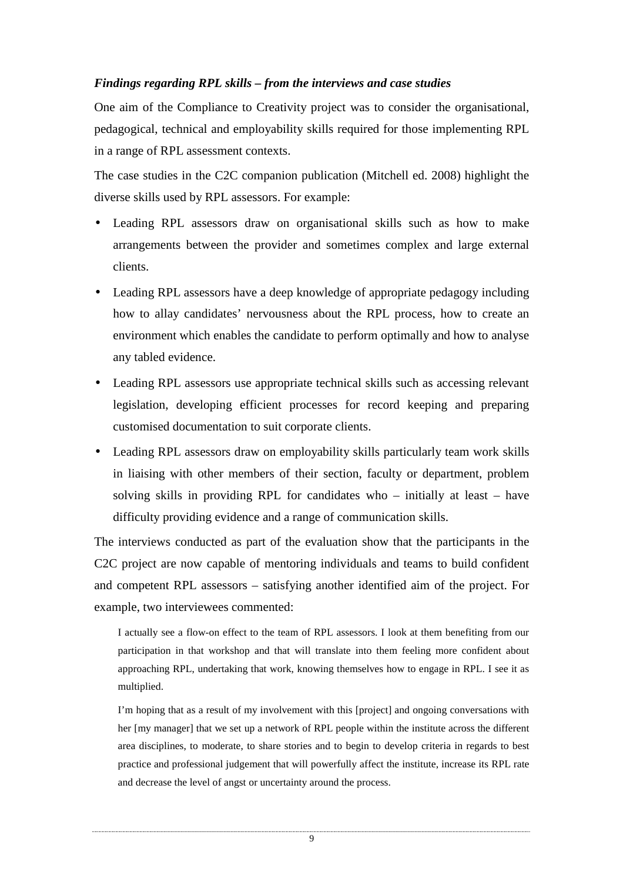***Findings regarding RPL skills – from the interviews and case studies***

One aim of the Compliance to Creativity project was to consider the organisational, pedagogical, technical and employability skills required for those implementing RPL in a range of RPL assessment contexts.

The case studies in the C2C companion publication (Mitchell ed. 2008) highlight the diverse skills used by RPL assessors. For example:

- Leading RPL assessors draw on organisational skills such as how to make arrangements between the provider and sometimes complex and large external clients.
- Leading RPL assessors have a deep knowledge of appropriate pedagogy including how to allay candidates' nervousness about the RPL process, how to create an environment which enables the candidate to perform optimally and how to analyse any tabled evidence.
- Leading RPL assessors use appropriate technical skills such as accessing relevant legislation, developing efficient processes for record keeping and preparing customised documentation to suit corporate clients.
- Leading RPL assessors draw on employability skills particularly team work skills in liaising with other members of their section, faculty or department, problem solving skills in providing RPL for candidates who – initially at least – have difficulty providing evidence and a range of communication skills.

The interviews conducted as part of the evaluation show that the participants in the C2C project are now capable of mentoring individuals and teams to build confident and competent RPL assessors – satisfying another identified aim of the project. For example, two interviewees commented:

> I actually see a flow-on effect to the team of RPL assessors. I look at them benefiting from our participation in that workshop and that will translate into them feeling more confident about approaching RPL, undertaking that work, knowing themselves how to engage in RPL. I see it as multiplied.

> I'm hoping that as a result of my involvement with this [project] and ongoing conversations with her [my manager] that we set up a network of RPL people within the institute across the different area disciplines, to moderate, to share stories and to begin to develop criteria in regards to best practice and professional judgement that will powerfully affect the institute, increase its RPL rate and decrease the level of angst or uncertainty around the process.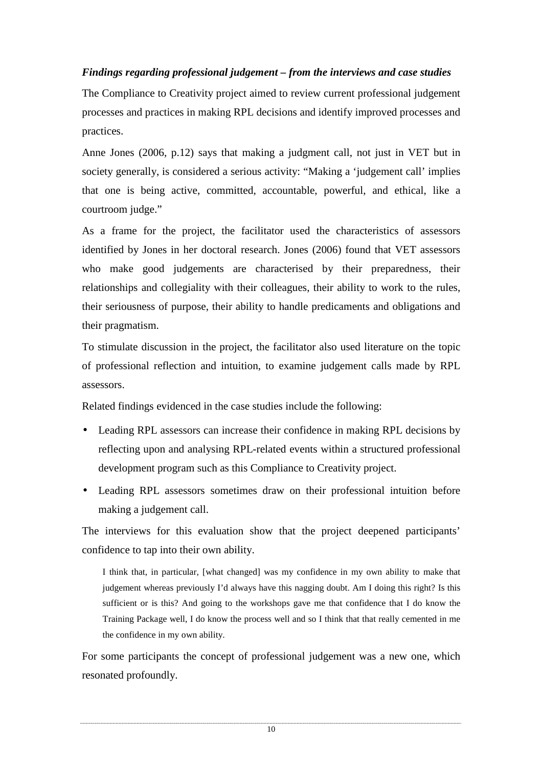***Findings regarding professional judgement – from the interviews and case studies***

The Compliance to Creativity project aimed to review current professional judgement processes and practices in making RPL decisions and identify improved processes and practices.

Anne Jones (2006, p.12) says that making a judgment call, not just in VET but in society generally, is considered a serious activity: "Making a 'judgement call' implies that one is being active, committed, accountable, powerful, and ethical, like a courtroom judge."

As a frame for the project, the facilitator used the characteristics of assessors identified by Jones in her doctoral research. Jones (2006) found that VET assessors who make good judgements are characterised by their preparedness, their relationships and collegiality with their colleagues, their ability to work to the rules, their seriousness of purpose, their ability to handle predicaments and obligations and their pragmatism.

To stimulate discussion in the project, the facilitator also used literature on the topic of professional reflection and intuition, to examine judgement calls made by RPL assessors.

Related findings evidenced in the case studies include the following:

- Leading RPL assessors can increase their confidence in making RPL decisions by reflecting upon and analysing RPL-related events within a structured professional development program such as this Compliance to Creativity project.
- Leading RPL assessors sometimes draw on their professional intuition before making a judgement call.

The interviews for this evaluation show that the project deepened participants' confidence to tap into their own ability.

> I think that, in particular, [what changed] was my confidence in my own ability to make that judgement whereas previously I'd always have this nagging doubt. Am I doing this right? Is this sufficient or is this? And going to the workshops gave me that confidence that I do know the Training Package well, I do know the process well and so I think that that really cemented in me the confidence in my own ability.

For some participants the concept of professional judgement was a new one, which resonated profoundly.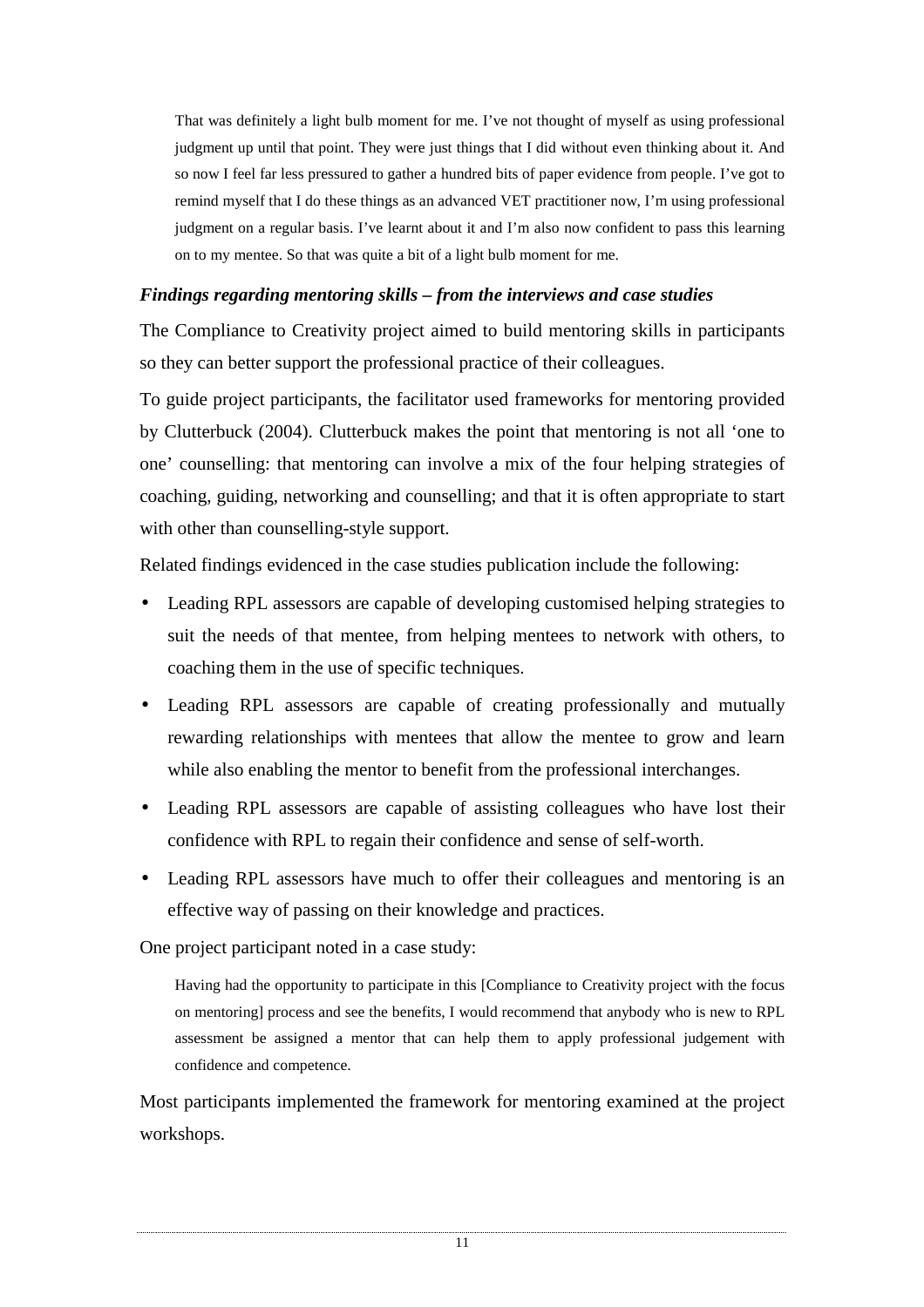> That was definitely a light bulb moment for me. I've not thought of myself as using professional judgment up until that point. They were just things that I did without even thinking about it. And so now I feel far less pressured to gather a hundred bits of paper evidence from people. I've got to remind myself that I do these things as an advanced VET practitioner now, I'm using professional judgment on a regular basis. I've learnt about it and I'm also now confident to pass this learning on to my mentee. So that was quite a bit of a light bulb moment for me.

### *Findings regarding mentoring skills – from the interviews and case studies*

The Compliance to Creativity project aimed to build mentoring skills in participants so they can better support the professional practice of their colleagues.

To guide project participants, the facilitator used frameworks for mentoring provided by Clutterbuck (2004). Clutterbuck makes the point that mentoring is not all 'one to one' counselling: that mentoring can involve a mix of the four helping strategies of coaching, guiding, networking and counselling; and that it is often appropriate to start with other than counselling-style support.

Related findings evidenced in the case studies publication include the following:

- Leading RPL assessors are capable of developing customised helping strategies to suit the needs of that mentee, from helping mentees to network with others, to coaching them in the use of specific techniques.
- Leading RPL assessors are capable of creating professionally and mutually rewarding relationships with mentees that allow the mentee to grow and learn while also enabling the mentor to benefit from the professional interchanges.
- Leading RPL assessors are capable of assisting colleagues who have lost their confidence with RPL to regain their confidence and sense of self-worth.
- Leading RPL assessors have much to offer their colleagues and mentoring is an effective way of passing on their knowledge and practices.

One project participant noted in a case study:

> Having had the opportunity to participate in this [Compliance to Creativity project with the focus on mentoring] process and see the benefits, I would recommend that anybody who is new to RPL assessment be assigned a mentor that can help them to apply professional judgement with confidence and competence.

Most participants implemented the framework for mentoring examined at the project workshops.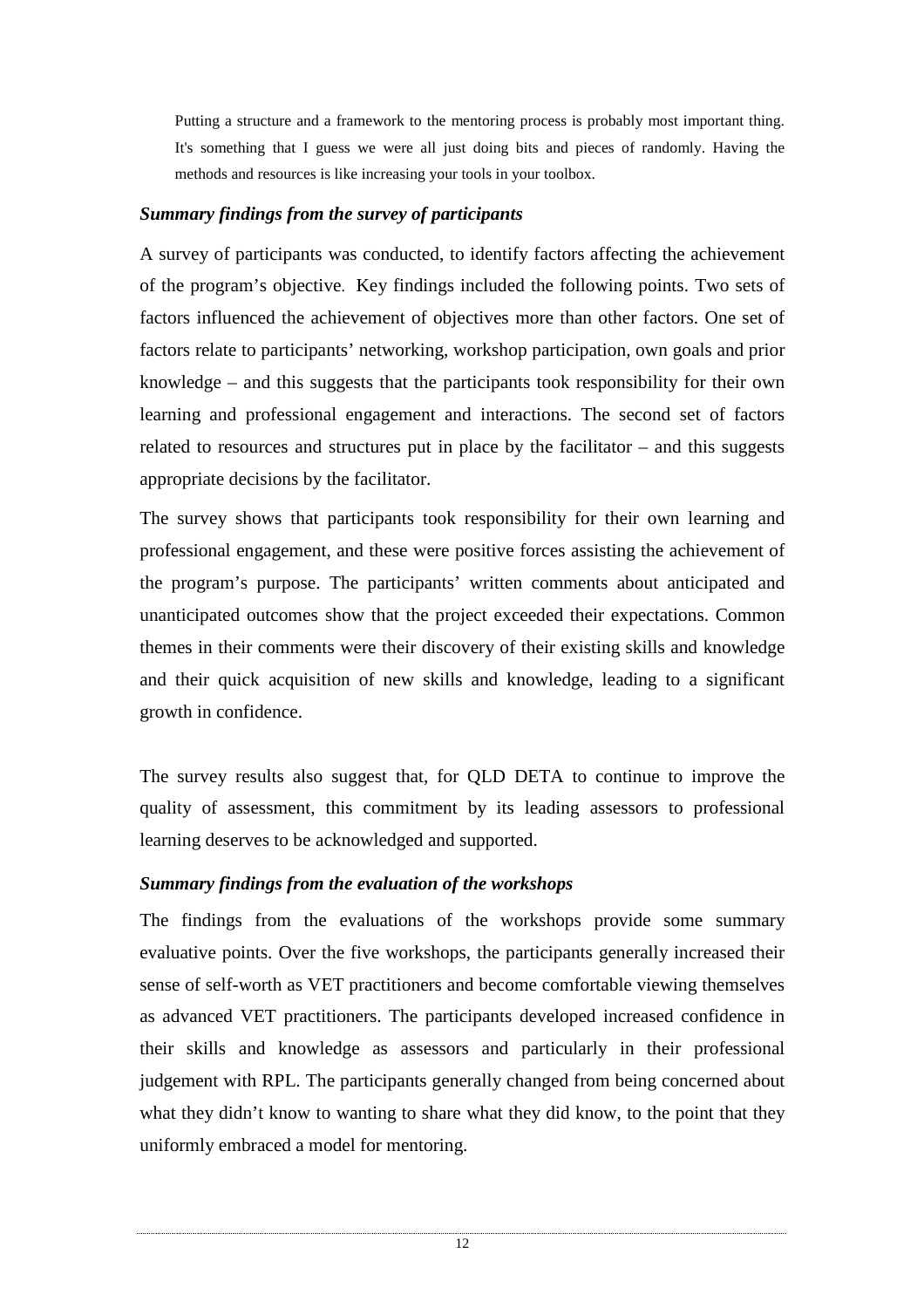> Putting a structure and a framework to the mentoring process is probably most important thing. It's something that I guess we were all just doing bits and pieces of randomly. Having the methods and resources is like increasing your tools in your toolbox.

### *Summary findings from the survey of participants*

A survey of participants was conducted, to identify factors affecting the achievement of the program's objective. Key findings included the following points. Two sets of factors influenced the achievement of objectives more than other factors. One set of factors relate to participants' networking, workshop participation, own goals and prior knowledge – and this suggests that the participants took responsibility for their own learning and professional engagement and interactions. The second set of factors related to resources and structures put in place by the facilitator – and this suggests appropriate decisions by the facilitator.

The survey shows that participants took responsibility for their own learning and professional engagement, and these were positive forces assisting the achievement of the program's purpose. The participants' written comments about anticipated and unanticipated outcomes show that the project exceeded their expectations. Common themes in their comments were their discovery of their existing skills and knowledge and their quick acquisition of new skills and knowledge, leading to a significant growth in confidence.

The survey results also suggest that, for QLD DETA to continue to improve the quality of assessment, this commitment by its leading assessors to professional learning deserves to be acknowledged and supported.

### *Summary findings from the evaluation of the workshops*

The findings from the evaluations of the workshops provide some summary evaluative points. Over the five workshops, the participants generally increased their sense of self-worth as VET practitioners and become comfortable viewing themselves as advanced VET practitioners. The participants developed increased confidence in their skills and knowledge as assessors and particularly in their professional judgement with RPL. The participants generally changed from being concerned about what they didn't know to wanting to share what they did know, to the point that they uniformly embraced a model for mentoring.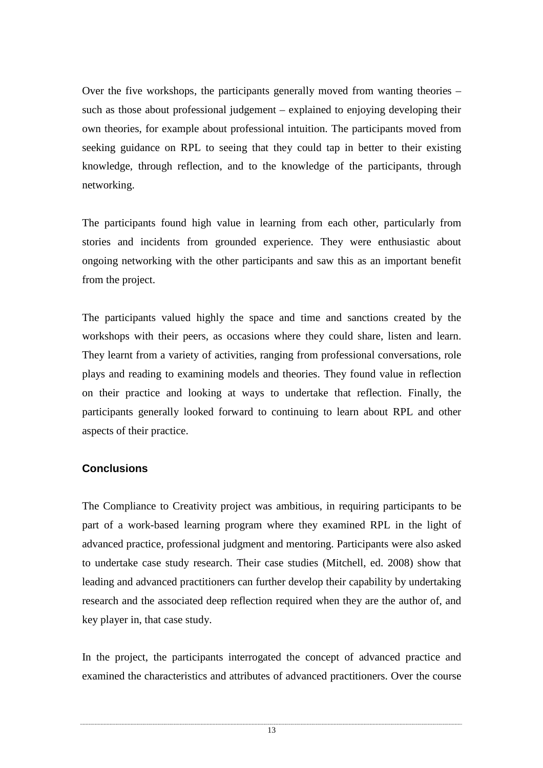Over the five workshops, the participants generally moved from wanting theories – such as those about professional judgement – explained to enjoying developing their own theories, for example about professional intuition. The participants moved from seeking guidance on RPL to seeing that they could tap in better to their existing knowledge, through reflection, and to the knowledge of the participants, through networking.

The participants found high value in learning from each other, particularly from stories and incidents from grounded experience. They were enthusiastic about ongoing networking with the other participants and saw this as an important benefit from the project.

The participants valued highly the space and time and sanctions created by the workshops with their peers, as occasions where they could share, listen and learn. They learnt from a variety of activities, ranging from professional conversations, role plays and reading to examining models and theories. They found value in reflection on their practice and looking at ways to undertake that reflection. Finally, the participants generally looked forward to continuing to learn about RPL and other aspects of their practice.

## Conclusions

The Compliance to Creativity project was ambitious, in requiring participants to be part of a work-based learning program where they examined RPL in the light of advanced practice, professional judgment and mentoring. Participants were also asked to undertake case study research. Their case studies (Mitchell, ed. 2008) show that leading and advanced practitioners can further develop their capability by undertaking research and the associated deep reflection required when they are the author of, and key player in, that case study.

In the project, the participants interrogated the concept of advanced practice and examined the characteristics and attributes of advanced practitioners. Over the course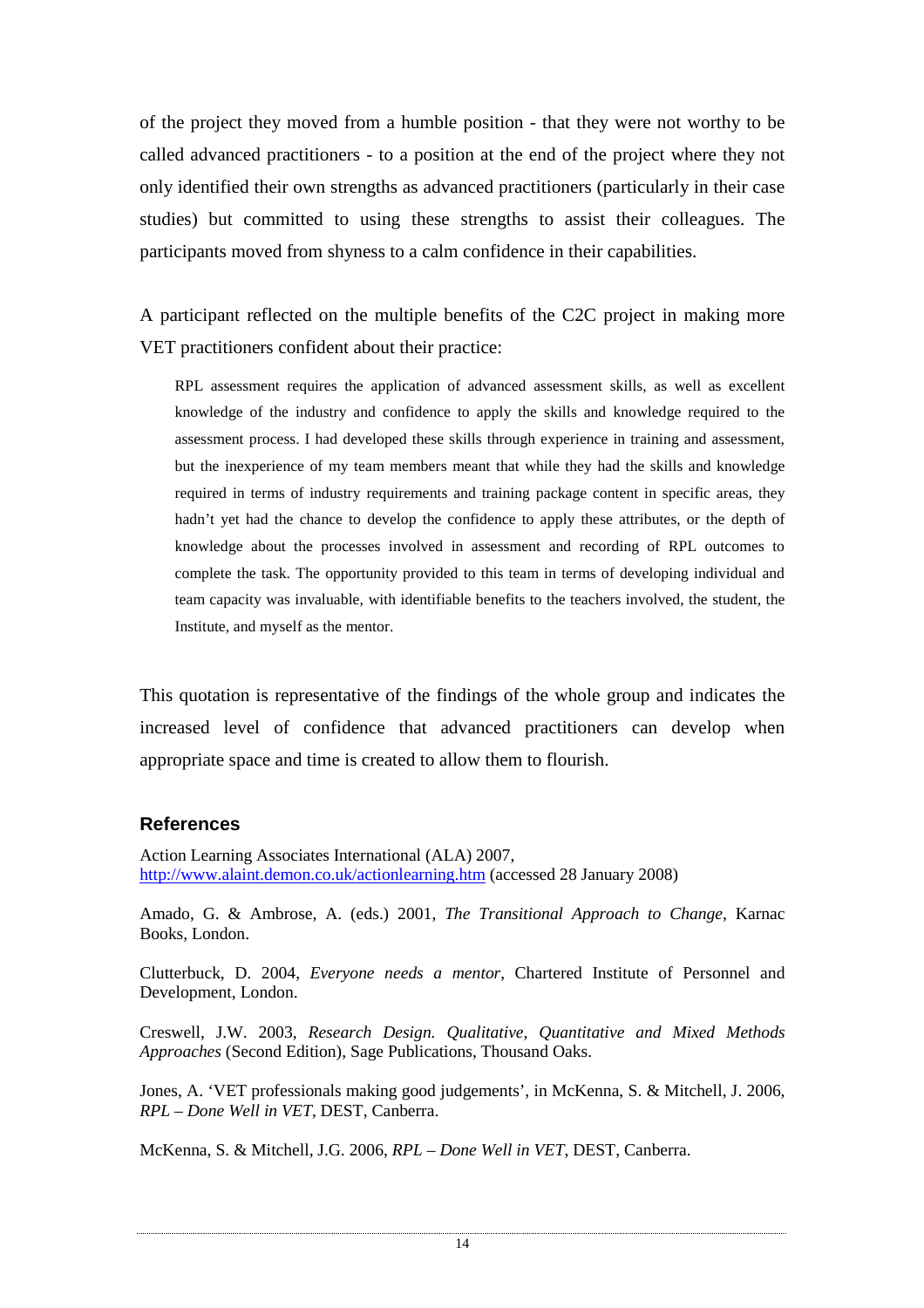of the project they moved from a humble position - that they were not worthy to be called advanced practitioners - to a position at the end of the project where they not only identified their own strengths as advanced practitioners (particularly in their case studies) but committed to using these strengths to assist their colleagues. The participants moved from shyness to a calm confidence in their capabilities.

A participant reflected on the multiple benefits of the C2C project in making more VET practitioners confident about their practice:

> RPL assessment requires the application of advanced assessment skills, as well as excellent knowledge of the industry and confidence to apply the skills and knowledge required to the assessment process. I had developed these skills through experience in training and assessment, but the inexperience of my team members meant that while they had the skills and knowledge required in terms of industry requirements and training package content in specific areas, they hadn't yet had the chance to develop the confidence to apply these attributes, or the depth of knowledge about the processes involved in assessment and recording of RPL outcomes to complete the task. The opportunity provided to this team in terms of developing individual and team capacity was invaluable, with identifiable benefits to the teachers involved, the student, the Institute, and myself as the mentor.

This quotation is representative of the findings of the whole group and indicates the increased level of confidence that advanced practitioners can develop when appropriate space and time is created to allow them to flourish.

## References

Action Learning Associates International (ALA) 2007, http://www.alaint.demon.co.uk/actionlearning.htm (accessed 28 January 2008)

Amado, G. & Ambrose, A. (eds.) 2001, *The Transitional Approach to Change*, Karnac Books, London.

Clutterbuck, D. 2004, *Everyone needs a mentor*, Chartered Institute of Personnel and Development, London.

Creswell, J.W. 2003, *Research Design. Qualitative, Quantitative and Mixed Methods Approaches* (Second Edition), Sage Publications, Thousand Oaks.

Jones, A. 'VET professionals making good judgements', in McKenna, S. & Mitchell, J. 2006, *RPL – Done Well in VET*, DEST, Canberra.

McKenna, S. & Mitchell, J.G. 2006, *RPL – Done Well in VET*, DEST, Canberra.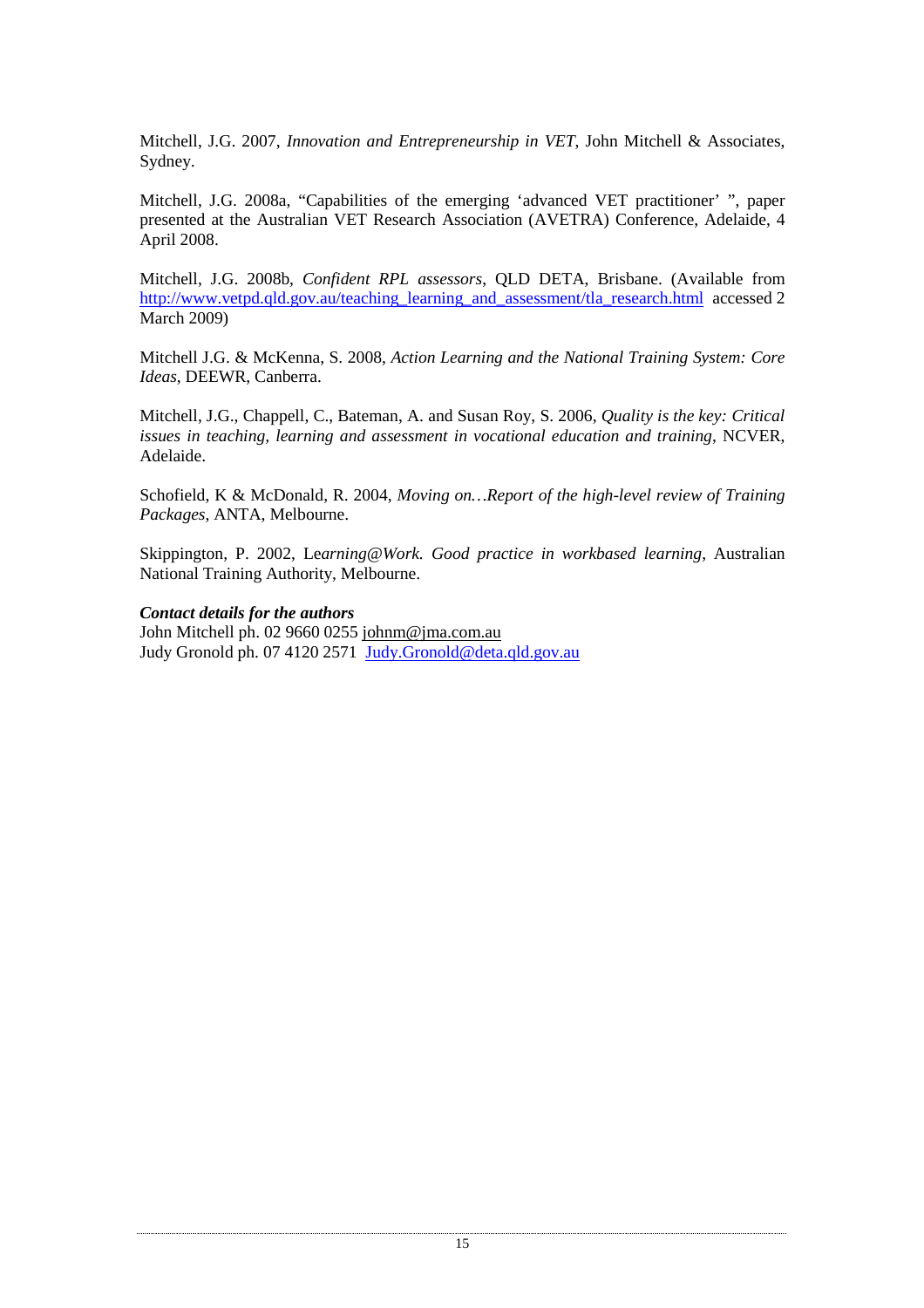Mitchell, J.G. 2007, *Innovation and Entrepreneurship in VET*, John Mitchell & Associates, Sydney.

Mitchell, J.G. 2008a, "Capabilities of the emerging 'advanced VET practitioner' ", paper presented at the Australian VET Research Association (AVETRA) Conference, Adelaide, 4 April 2008.

Mitchell, J.G. 2008b, *Confident RPL assessors*, QLD DETA, Brisbane. (Available from http://www.vetpd.qld.gov.au/teaching_learning_and_assessment/tla_research.html accessed 2 March 2009)

Mitchell J.G. & McKenna, S. 2008, *Action Learning and the National Training System: Core Ideas*, DEEWR, Canberra.

Mitchell, J.G., Chappell, C., Bateman, A. and Susan Roy, S. 2006, *Quality is the key: Critical issues in teaching, learning and assessment in vocational education and training*, NCVER, Adelaide.

Schofield, K & McDonald, R. 2004, *Moving on…Report of the high-level review of Training Packages*, ANTA, Melbourne.

Skippington, P. 2002, L*earning@Work. Good practice in workbased learning*, Australian National Training Authority, Melbourne.

***Contact details for the authors***
John Mitchell ph. 02 9660 0255 johnm@jma.com.au
Judy Gronold ph. 07 4120 2571 Judy.Gronold@deta.qld.gov.au